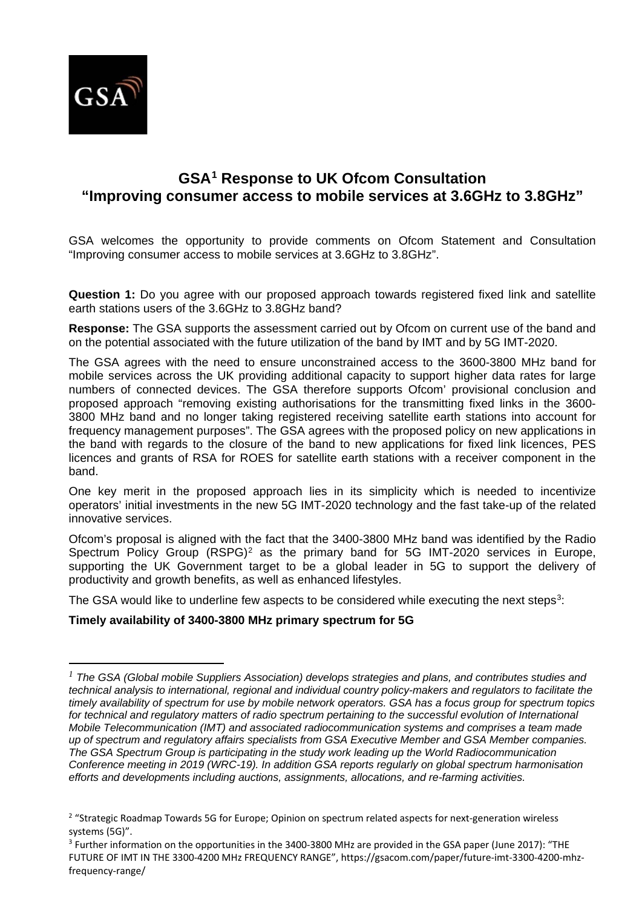# GSA[1] Response to UK Ofcom Consultation "Improving consumer access to mobile services at 3.6GHz to 3.8GHz"

GSA welcomes the opportunity to provide comments on Ofcom Statement and Consultation "Improving consumer access to mobile services at 3.6GHz to 3.8GHz".

**Question 1:** Do you agree with our proposed approach towards registered fixed link and satellite earth stations users of the 3.6GHz to 3.8GHz band?

**Response:** The GSA supports the assessment carried out by Ofcom on current use of the band and on the potential associated with the future utilization of the band by IMT and by 5G IMT-2020.

The GSA agrees with the need to ensure unconstrained access to the 3600-3800 MHz band for mobile services across the UK providing additional capacity to support higher data rates for large numbers of connected devices. The GSA therefore supports Ofcom' provisional conclusion and proposed approach "removing existing authorisations for the transmitting fixed links in the 3600-3800 MHz band and no longer taking registered receiving satellite earth stations into account for frequency management purposes". The GSA agrees with the proposed policy on new applications in the band with regards to the closure of the band to new applications for fixed link licences, PES licences and grants of RSA for ROES for satellite earth stations with a receiver component in the band.

One key merit in the proposed approach lies in its simplicity which is needed to incentivize operators' initial investments in the new 5G IMT-2020 technology and the fast take-up of the related innovative services.

Ofcom's proposal is aligned with the fact that the 3400-3800 MHz band was identified by the Radio Spectrum Policy Group (RSPG)[2] as the primary band for 5G IMT-2020 services in Europe, supporting the UK Government target to be a global leader in 5G to support the delivery of productivity and growth benefits, as well as enhanced lifestyles.

The GSA would like to underline few aspects to be considered while executing the next steps[3]:

**Timely availability of 3400-3800 MHz primary spectrum for 5G**

---

[1] *The GSA (Global mobile Suppliers Association) develops strategies and plans, and contributes studies and technical analysis to international, regional and individual country policy-makers and regulators to facilitate the timely availability of spectrum for use by mobile network operators. GSA has a focus group for spectrum topics for technical and regulatory matters of radio spectrum pertaining to the successful evolution of International Mobile Telecommunication (IMT) and associated radiocommunication systems and comprises a team made up of spectrum and regulatory affairs specialists from GSA Executive Member and GSA Member companies. The GSA Spectrum Group is participating in the study work leading up the World Radiocommunication Conference meeting in 2019 (WRC-19). In addition GSA reports regularly on global spectrum harmonisation efforts and developments including auctions, assignments, allocations, and re-farming activities.*

[2] "Strategic Roadmap Towards 5G for Europe; Opinion on spectrum related aspects for next-generation wireless systems (5G)".

[3] Further information on the opportunities in the 3400-3800 MHz are provided in the GSA paper (June 2017): "THE FUTURE OF IMT IN THE 3300-4200 MHz FREQUENCY RANGE", https://gsacom.com/paper/future-imt-3300-4200-mhz-frequency-range/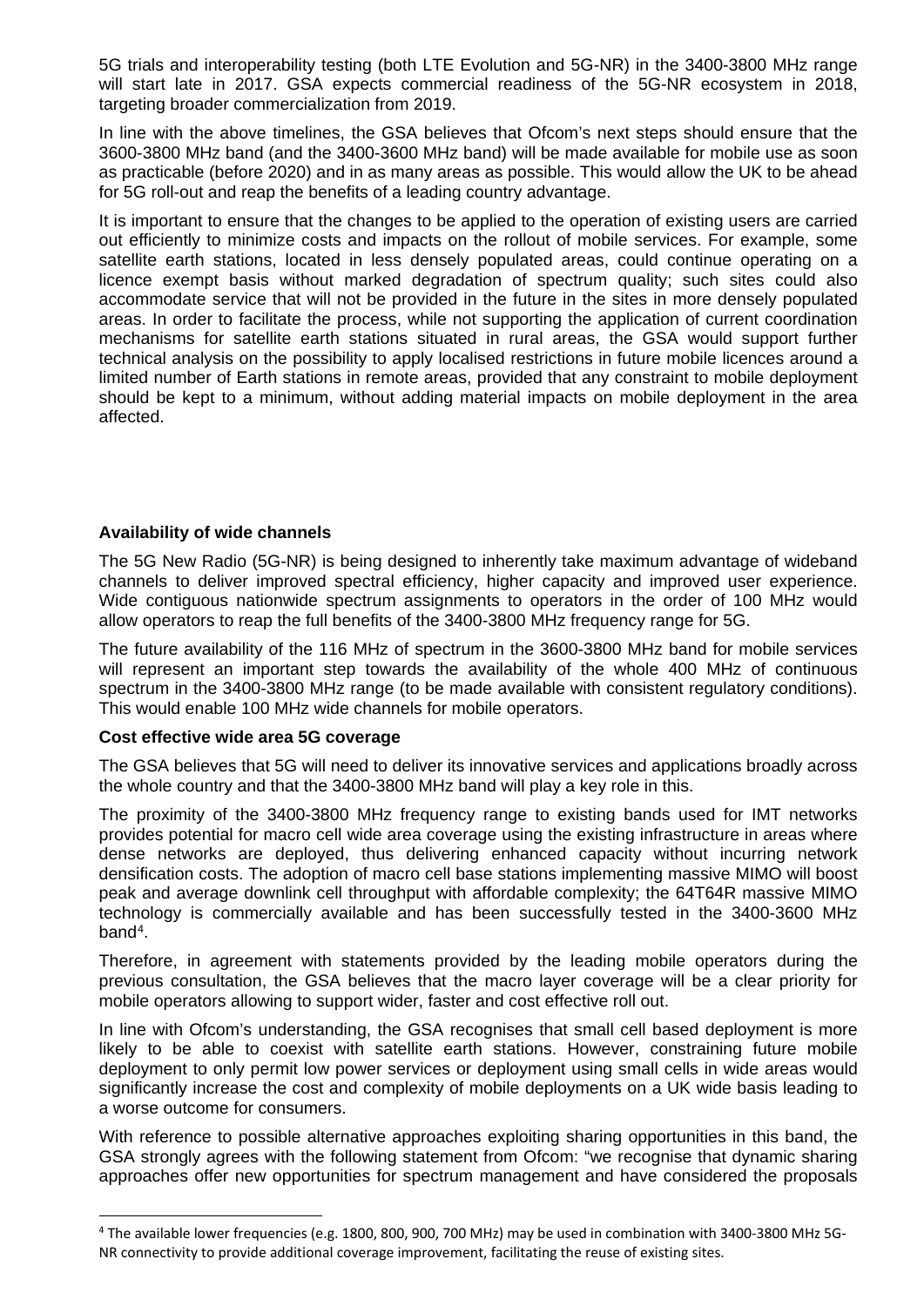5G trials and interoperability testing (both LTE Evolution and 5G-NR) in the 3400-3800 MHz range will start late in 2017. GSA expects commercial readiness of the 5G-NR ecosystem in 2018, targeting broader commercialization from 2019.

In line with the above timelines, the GSA believes that Ofcom's next steps should ensure that the 3600-3800 MHz band (and the 3400-3600 MHz band) will be made available for mobile use as soon as practicable (before 2020) and in as many areas as possible. This would allow the UK to be ahead for 5G roll-out and reap the benefits of a leading country advantage.

It is important to ensure that the changes to be applied to the operation of existing users are carried out efficiently to minimize costs and impacts on the rollout of mobile services. For example, some satellite earth stations, located in less densely populated areas, could continue operating on a licence exempt basis without marked degradation of spectrum quality; such sites could also accommodate service that will not be provided in the future in the sites in more densely populated areas. In order to facilitate the process, while not supporting the application of current coordination mechanisms for satellite earth stations situated in rural areas, the GSA would support further technical analysis on the possibility to apply localised restrictions in future mobile licences around a limited number of Earth stations in remote areas, provided that any constraint to mobile deployment should be kept to a minimum, without adding material impacts on mobile deployment in the area affected.

**Availability of wide channels**

The 5G New Radio (5G-NR) is being designed to inherently take maximum advantage of wideband channels to deliver improved spectral efficiency, higher capacity and improved user experience. Wide contiguous nationwide spectrum assignments to operators in the order of 100 MHz would allow operators to reap the full benefits of the 3400-3800 MHz frequency range for 5G.

The future availability of the 116 MHz of spectrum in the 3600-3800 MHz band for mobile services will represent an important step towards the availability of the whole 400 MHz of continuous spectrum in the 3400-3800 MHz range (to be made available with consistent regulatory conditions). This would enable 100 MHz wide channels for mobile operators.

**Cost effective wide area 5G coverage**

The GSA believes that 5G will need to deliver its innovative services and applications broadly across the whole country and that the 3400-3800 MHz band will play a key role in this.

The proximity of the 3400-3800 MHz frequency range to existing bands used for IMT networks provides potential for macro cell wide area coverage using the existing infrastructure in areas where dense networks are deployed, thus delivering enhanced capacity without incurring network densification costs. The adoption of macro cell base stations implementing massive MIMO will boost peak and average downlink cell throughput with affordable complexity; the 64T64R massive MIMO technology is commercially available and has been successfully tested in the 3400-3600 MHz band[4].

Therefore, in agreement with statements provided by the leading mobile operators during the previous consultation, the GSA believes that the macro layer coverage will be a clear priority for mobile operators allowing to support wider, faster and cost effective roll out.

In line with Ofcom's understanding, the GSA recognises that small cell based deployment is more likely to be able to coexist with satellite earth stations. However, constraining future mobile deployment to only permit low power services or deployment using small cells in wide areas would significantly increase the cost and complexity of mobile deployments on a UK wide basis leading to a worse outcome for consumers.

With reference to possible alternative approaches exploiting sharing opportunities in this band, the GSA strongly agrees with the following statement from Ofcom: "we recognise that dynamic sharing approaches offer new opportunities for spectrum management and have considered the proposals

[4] The available lower frequencies (e.g. 1800, 800, 900, 700 MHz) may be used in combination with 3400-3800 MHz 5G-NR connectivity to provide additional coverage improvement, facilitating the reuse of existing sites.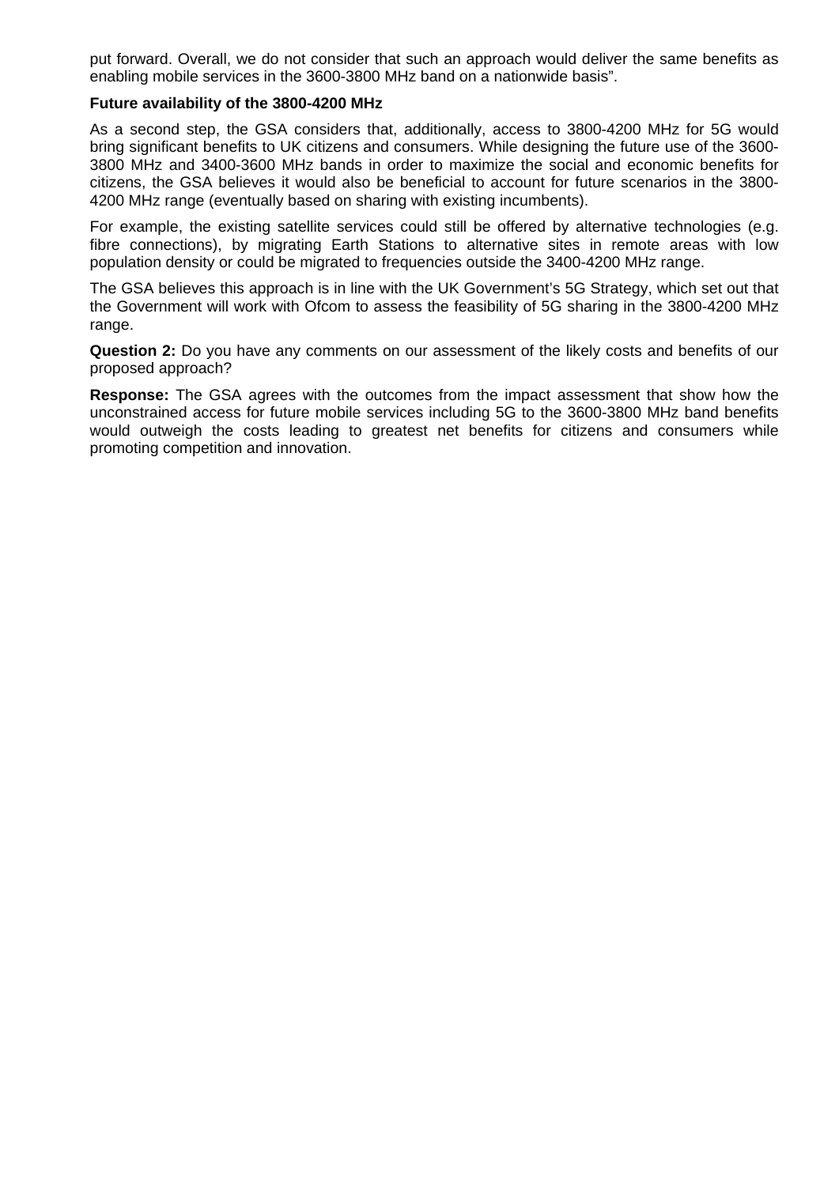put forward. Overall, we do not consider that such an approach would deliver the same benefits as enabling mobile services in the 3600-3800 MHz band on a nationwide basis".

**Future availability of the 3800-4200 MHz**

As a second step, the GSA considers that, additionally, access to 3800-4200 MHz for 5G would bring significant benefits to UK citizens and consumers. While designing the future use of the 3600-3800 MHz and 3400-3600 MHz bands in order to maximize the social and economic benefits for citizens, the GSA believes it would also be beneficial to account for future scenarios in the 3800-4200 MHz range (eventually based on sharing with existing incumbents).

For example, the existing satellite services could still be offered by alternative technologies (e.g. fibre connections), by migrating Earth Stations to alternative sites in remote areas with low population density or could be migrated to frequencies outside the 3400-4200 MHz range.

The GSA believes this approach is in line with the UK Government's 5G Strategy, which set out that the Government will work with Ofcom to assess the feasibility of 5G sharing in the 3800-4200 MHz range.

**Question 2:** Do you have any comments on our assessment of the likely costs and benefits of our proposed approach?

**Response:** The GSA agrees with the outcomes from the impact assessment that show how the unconstrained access for future mobile services including 5G to the 3600-3800 MHz band benefits would outweigh the costs leading to greatest net benefits for citizens and consumers while promoting competition and innovation.